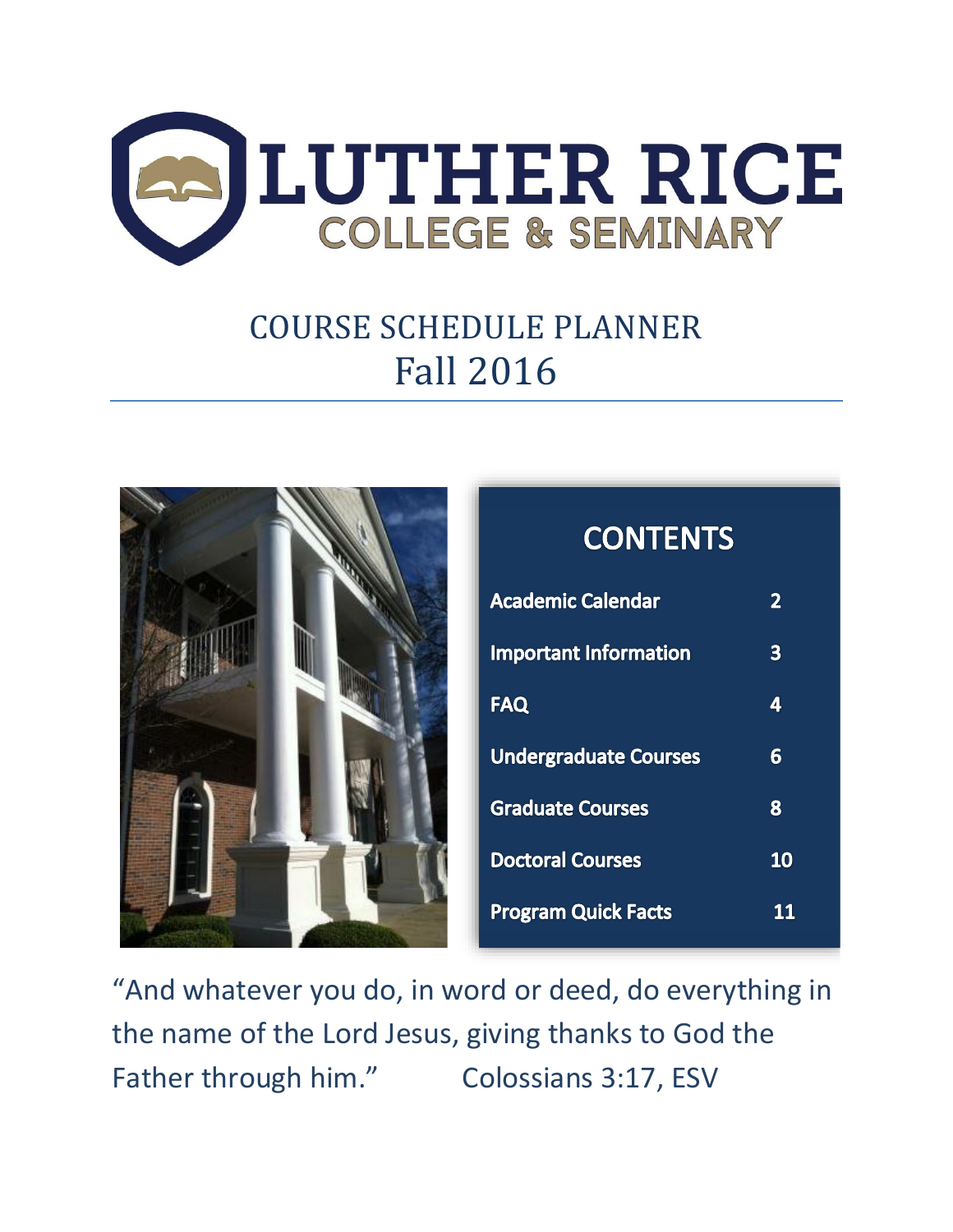# LUTHER RICE
## COLLEGE & SEMINARY

# COURSE SCHEDULE PLANNER
## Fall 2016

## CONTENTS

| | |
|---|---|
| **Academic Calendar** | **2** |
| **Important Information** | **3** |
| **FAQ** | **4** |
| **Undergraduate Courses** | **6** |
| **Graduate Courses** | **8** |
| **Doctoral Courses** | **10** |
| **Program Quick Facts** | **11** |

"And whatever you do, in word or deed, do everything in the name of the Lord Jesus, giving thanks to God the Father through him." Colossians 3:17, ESV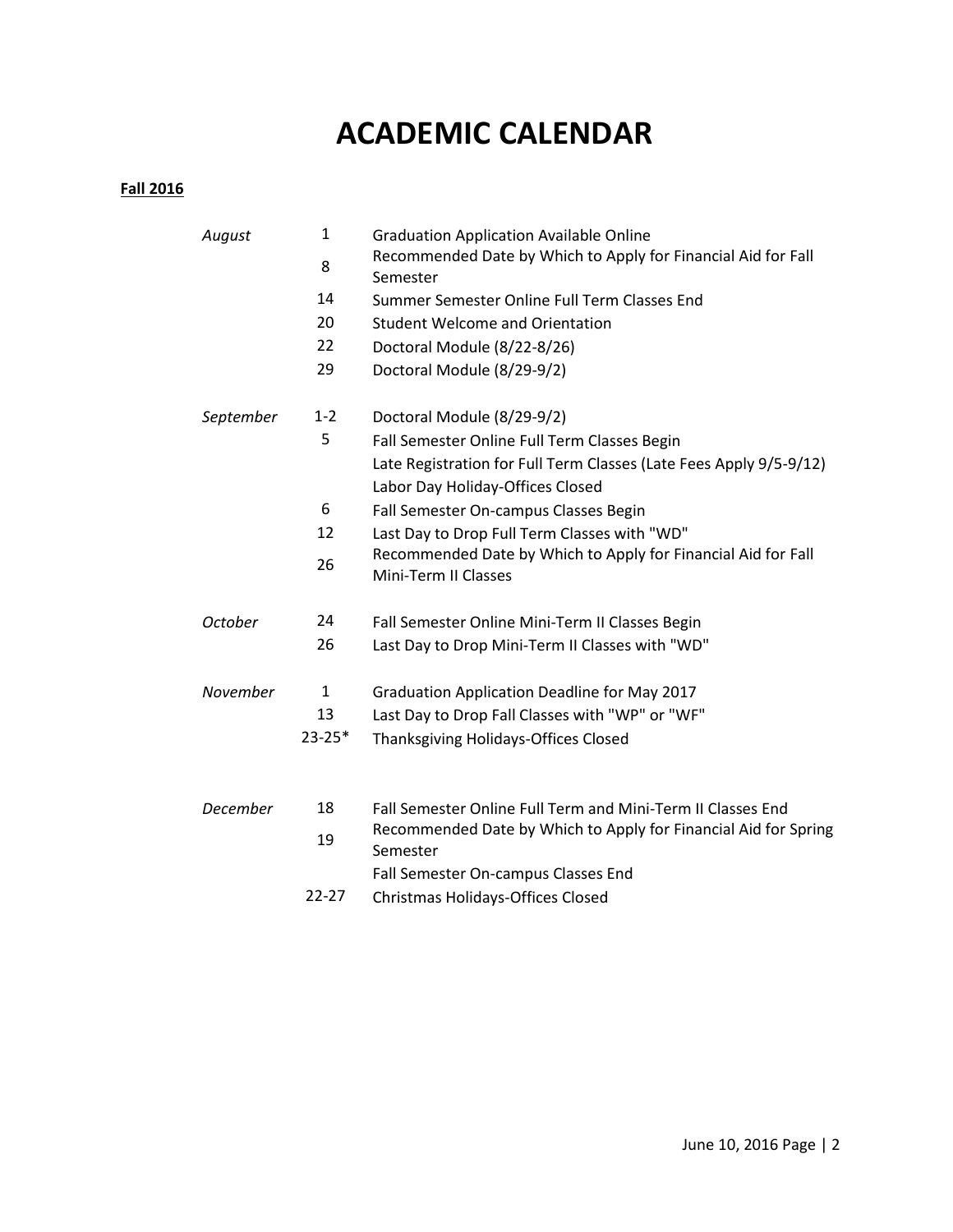# ACADEMIC CALENDAR

**Fall 2016**

| | | |
|---|---|---|
| *August* | 1 | Graduation Application Available Online |
| | 8 | Recommended Date by Which to Apply for Financial Aid for Fall Semester |
| | 14 | Summer Semester Online Full Term Classes End |
| | 20 | Student Welcome and Orientation |
| | 22 | Doctoral Module (8/22-8/26) |
| | 29 | Doctoral Module (8/29-9/2) |
| *September* | 1-2 | Doctoral Module (8/29-9/2) |
| | 5 | Fall Semester Online Full Term Classes Begin |
| | | Late Registration for Full Term Classes (Late Fees Apply 9/5-9/12) |
| | | Labor Day Holiday-Offices Closed |
| | 6 | Fall Semester On-campus Classes Begin |
| | 12 | Last Day to Drop Full Term Classes with "WD" |
| | 26 | Recommended Date by Which to Apply for Financial Aid for Fall Mini-Term II Classes |
| *October* | 24 | Fall Semester Online Mini-Term II Classes Begin |
| | 26 | Last Day to Drop Mini-Term II Classes with "WD" |
| *November* | 1 | Graduation Application Deadline for May 2017 |
| | 13 | Last Day to Drop Fall Classes with "WP" or "WF" |
| | 23-25* | Thanksgiving Holidays-Offices Closed |
| *December* | 18 | Fall Semester Online Full Term and Mini-Term II Classes End |
| | 19 | Recommended Date by Which to Apply for Financial Aid for Spring Semester |
| | | Fall Semester On-campus Classes End |
| | 22-27 | Christmas Holidays-Offices Closed |

June 10, 2016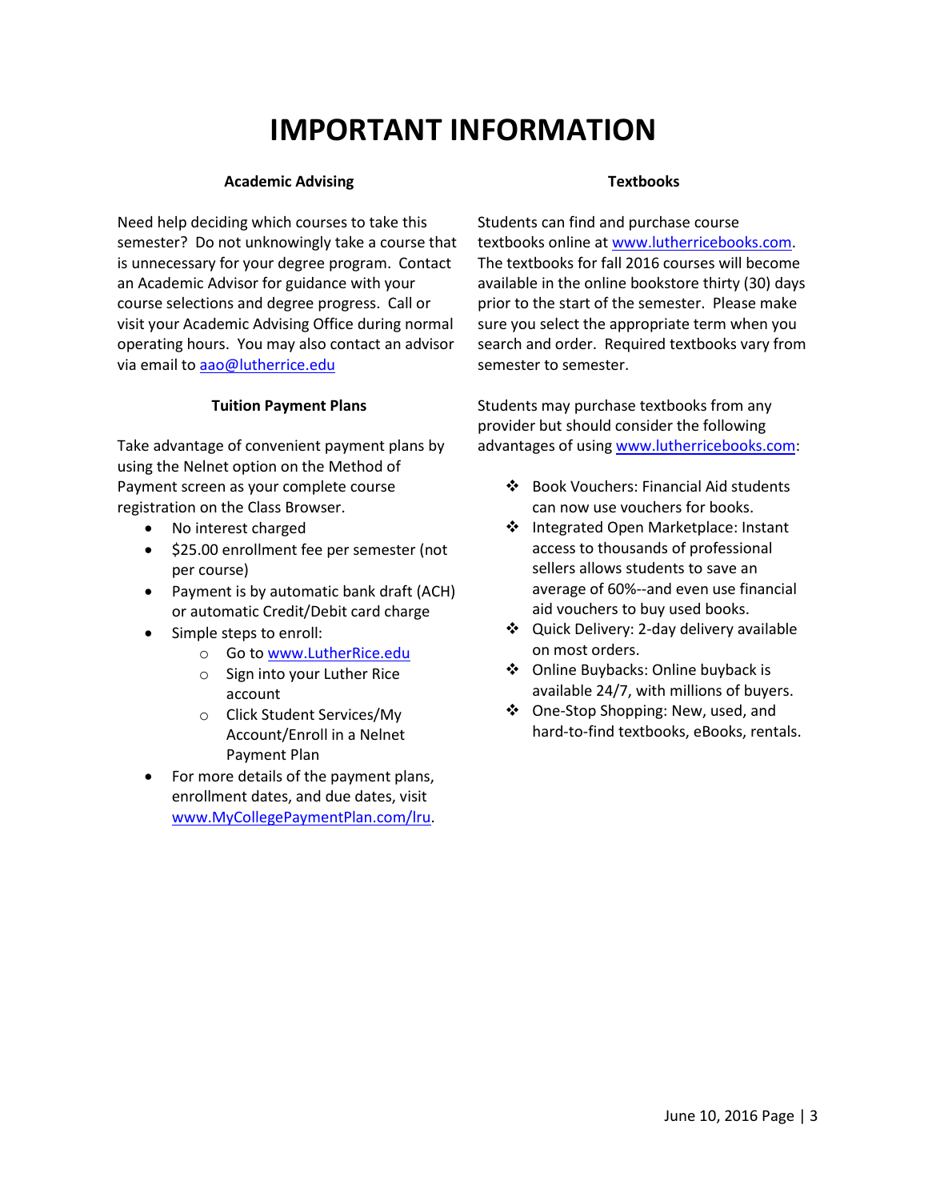# IMPORTANT INFORMATION

### Academic Advising

Need help deciding which courses to take this semester? Do not unknowingly take a course that is unnecessary for your degree program. Contact an Academic Advisor for guidance with your course selections and degree progress. Call or visit your Academic Advising Office during normal operating hours. You may also contact an advisor via email to aao@lutherrice.edu

### Tuition Payment Plans

Take advantage of convenient payment plans by using the Nelnet option on the Method of Payment screen as your complete course registration on the Class Browser.

- No interest charged
- $25.00 enrollment fee per semester (not per course)
- Payment is by automatic bank draft (ACH) or automatic Credit/Debit card charge
- Simple steps to enroll:
    - Go to www.LutherRice.edu
    - Sign into your Luther Rice account
    - Click Student Services/My Account/Enroll in a Nelnet Payment Plan
- For more details of the payment plans, enrollment dates, and due dates, visit www.MyCollegePaymentPlan.com/lru.

### Textbooks

Students can find and purchase course textbooks online at www.lutherricebooks.com. The textbooks for fall 2016 courses will become available in the online bookstore thirty (30) days prior to the start of the semester. Please make sure you select the appropriate term when you search and order. Required textbooks vary from semester to semester.

Students may purchase textbooks from any provider but should consider the following advantages of using www.lutherricebooks.com:

- Book Vouchers: Financial Aid students can now use vouchers for books.
- Integrated Open Marketplace: Instant access to thousands of professional sellers allows students to save an average of 60%--and even use financial aid vouchers to buy used books.
- Quick Delivery: 2-day delivery available on most orders.
- Online Buybacks: Online buyback is available 24/7, with millions of buyers.
- One-Stop Shopping: New, used, and hard-to-find textbooks, eBooks, rentals.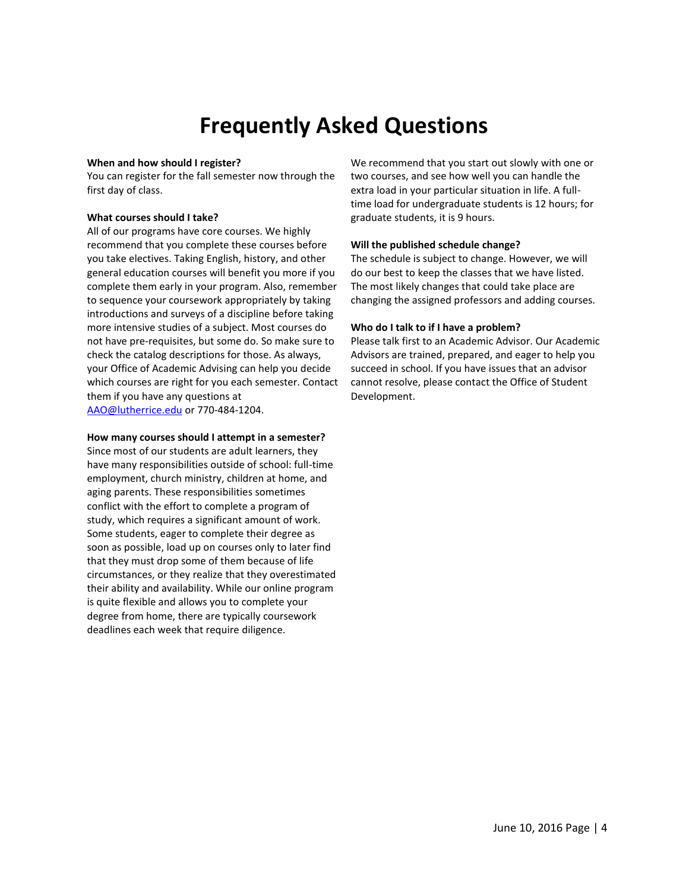# Frequently Asked Questions

**When and how should I register?**

You can register for the fall semester now through the first day of class.

**What courses should I take?**

All of our programs have core courses. We highly recommend that you complete these courses before you take electives. Taking English, history, and other general education courses will benefit you more if you complete them early in your program. Also, remember to sequence your coursework appropriately by taking introductions and surveys of a discipline before taking more intensive studies of a subject. Most courses do not have pre-requisites, but some do. So make sure to check the catalog descriptions for those. As always, your Office of Academic Advising can help you decide which courses are right for you each semester. Contact them if you have any questions at AAO@lutherrice.edu or 770-484-1204.

**How many courses should I attempt in a semester?**

Since most of our students are adult learners, they have many responsibilities outside of school: full-time employment, church ministry, children at home, and aging parents. These responsibilities sometimes conflict with the effort to complete a program of study, which requires a significant amount of work. Some students, eager to complete their degree as soon as possible, load up on courses only to later find that they must drop some of them because of life circumstances, or they realize that they overestimated their ability and availability. While our online program is quite flexible and allows you to complete your degree from home, there are typically coursework deadlines each week that require diligence.

We recommend that you start out slowly with one or two courses, and see how well you can handle the extra load in your particular situation in life. A full-time load for undergraduate students is 12 hours; for graduate students, it is 9 hours.

**Will the published schedule change?**

The schedule is subject to change. However, we will do our best to keep the classes that we have listed. The most likely changes that could take place are changing the assigned professors and adding courses.

**Who do I talk to if I have a problem?**

Please talk first to an Academic Advisor. Our Academic Advisors are trained, prepared, and eager to help you succeed in school. If you have issues that an advisor cannot resolve, please contact the Office of Student Development.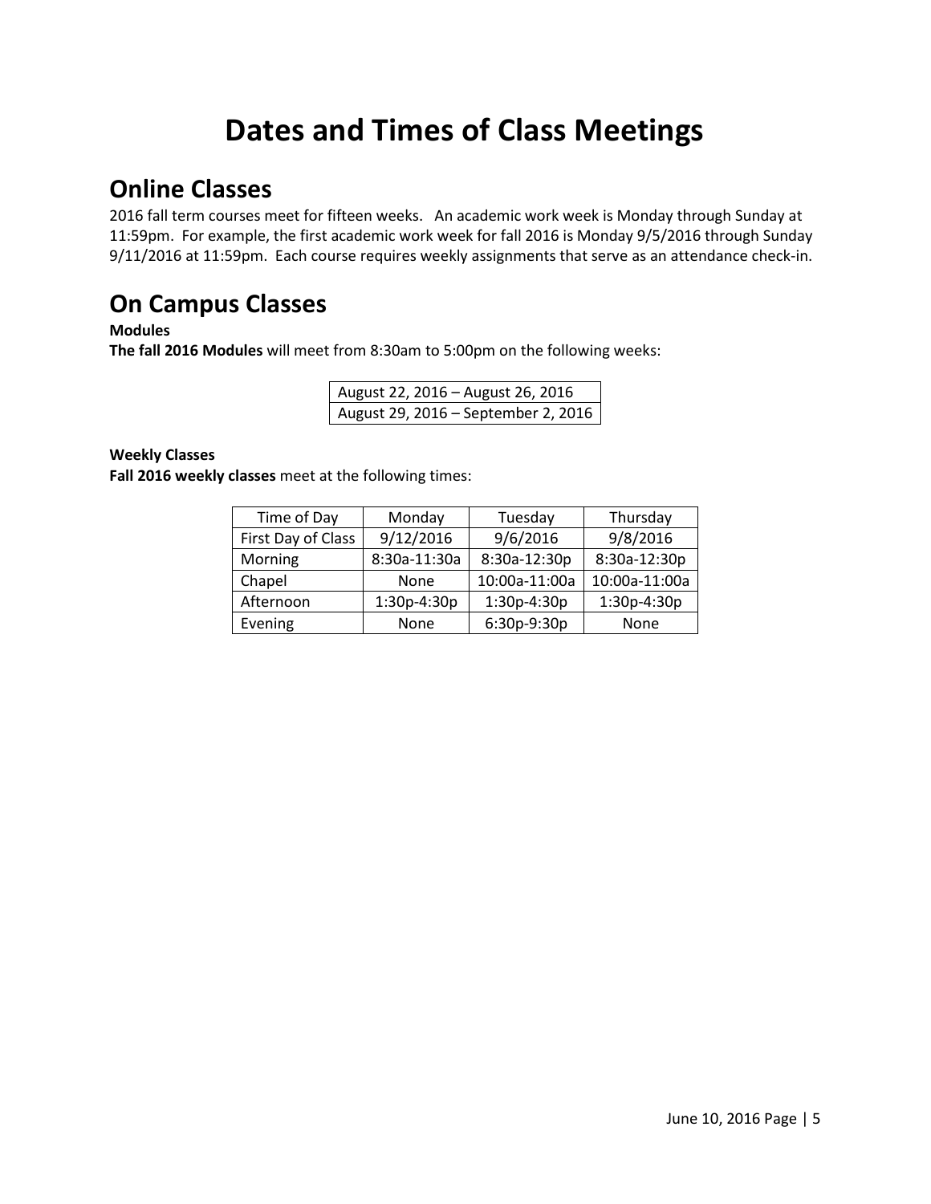# Dates and Times of Class Meetings

## Online Classes

2016 fall term courses meet for fifteen weeks. An academic work week is Monday through Sunday at 11:59pm. For example, the first academic work week for fall 2016 is Monday 9/5/2016 through Sunday 9/11/2016 at 11:59pm. Each course requires weekly assignments that serve as an attendance check-in.

## On Campus Classes

**Modules**

**The fall 2016 Modules** will meet from 8:30am to 5:00pm on the following weeks:

| |
|---|
| August 22, 2016 – August 26, 2016 |
| August 29, 2016 – September 2, 2016 |

**Weekly Classes**

**Fall 2016 weekly classes** meet at the following times:

| Time of Day | Monday | Tuesday | Thursday |
|---|---|---|---|
| First Day of Class | 9/12/2016 | 9/6/2016 | 9/8/2016 |
| Morning | 8:30a-11:30a | 8:30a-12:30p | 8:30a-12:30p |
| Chapel | None | 10:00a-11:00a | 10:00a-11:00a |
| Afternoon | 1:30p-4:30p | 1:30p-4:30p | 1:30p-4:30p |
| Evening | None | 6:30p-9:30p | None |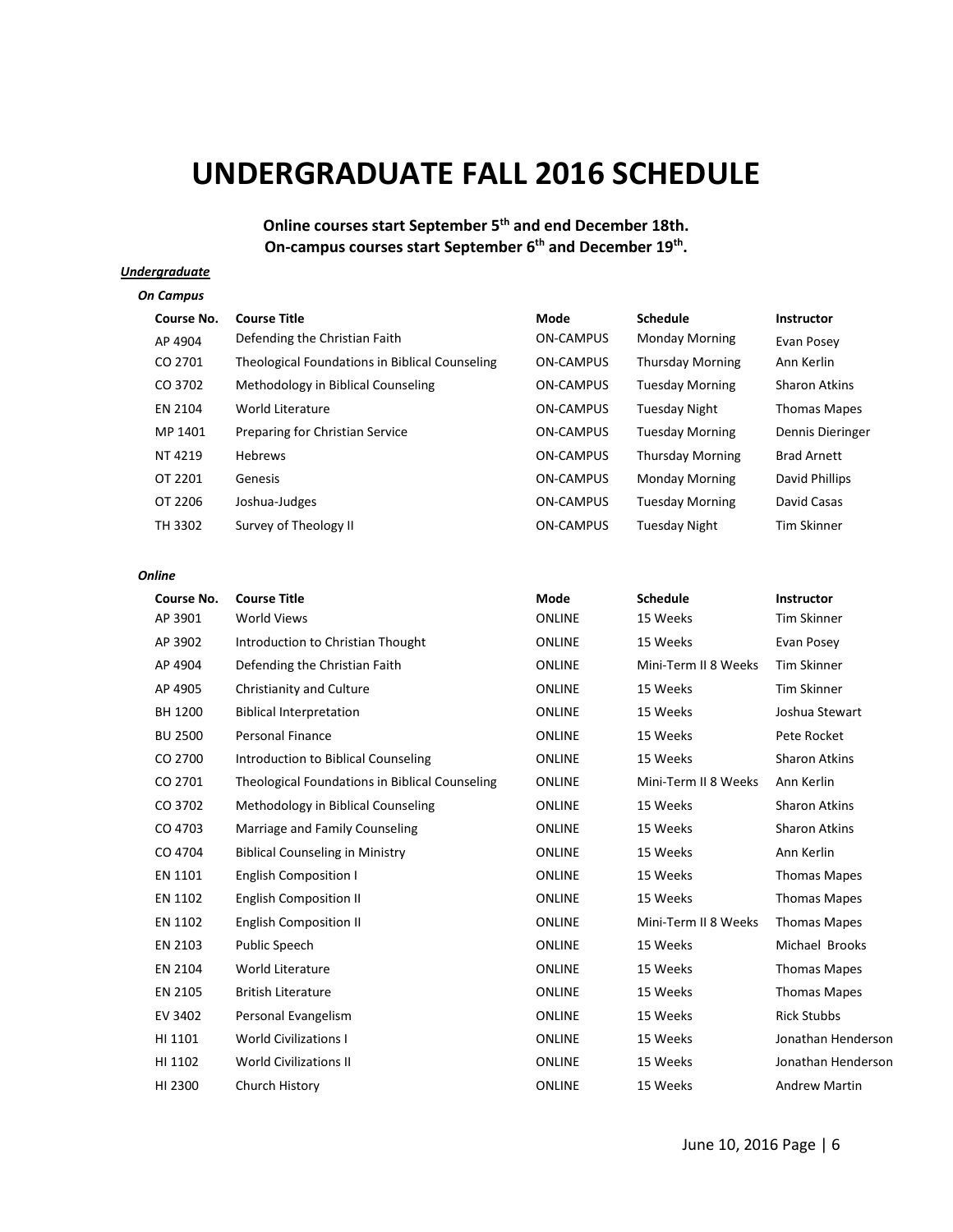# UNDERGRADUATE FALL 2016 SCHEDULE

**Online courses start September 5th and end December 18th.**
**On-campus courses start September 6th and December 19th.**

***Undergraduate***

***On Campus***

| Course No. | Course Title | Mode | Schedule | Instructor |
|---|---|---|---|---|
| AP 4904 | Defending the Christian Faith | ON-CAMPUS | Monday Morning | Evan Posey |
| CO 2701 | Theological Foundations in Biblical Counseling | ON-CAMPUS | Thursday Morning | Ann Kerlin |
| CO 3702 | Methodology in Biblical Counseling | ON-CAMPUS | Tuesday Morning | Sharon Atkins |
| EN 2104 | World Literature | ON-CAMPUS | Tuesday Night | Thomas Mapes |
| MP 1401 | Preparing for Christian Service | ON-CAMPUS | Tuesday Morning | Dennis Dieringer |
| NT 4219 | Hebrews | ON-CAMPUS | Thursday Morning | Brad Arnett |
| OT 2201 | Genesis | ON-CAMPUS | Monday Morning | David Phillips |
| OT 2206 | Joshua-Judges | ON-CAMPUS | Tuesday Morning | David Casas |
| TH 3302 | Survey of Theology II | ON-CAMPUS | Tuesday Night | Tim Skinner |

***Online***

| Course No. | Course Title | Mode | Schedule | Instructor |
|---|---|---|---|---|
| AP 3901 | World Views | ONLINE | 15 Weeks | Tim Skinner |
| AP 3902 | Introduction to Christian Thought | ONLINE | 15 Weeks | Evan Posey |
| AP 4904 | Defending the Christian Faith | ONLINE | Mini-Term II 8 Weeks | Tim Skinner |
| AP 4905 | Christianity and Culture | ONLINE | 15 Weeks | Tim Skinner |
| BH 1200 | Biblical Interpretation | ONLINE | 15 Weeks | Joshua Stewart |
| BU 2500 | Personal Finance | ONLINE | 15 Weeks | Pete Rocket |
| CO 2700 | Introduction to Biblical Counseling | ONLINE | 15 Weeks | Sharon Atkins |
| CO 2701 | Theological Foundations in Biblical Counseling | ONLINE | Mini-Term II 8 Weeks | Ann Kerlin |
| CO 3702 | Methodology in Biblical Counseling | ONLINE | 15 Weeks | Sharon Atkins |
| CO 4703 | Marriage and Family Counseling | ONLINE | 15 Weeks | Sharon Atkins |
| CO 4704 | Biblical Counseling in Ministry | ONLINE | 15 Weeks | Ann Kerlin |
| EN 1101 | English Composition I | ONLINE | 15 Weeks | Thomas Mapes |
| EN 1102 | English Composition II | ONLINE | 15 Weeks | Thomas Mapes |
| EN 1102 | English Composition II | ONLINE | Mini-Term II 8 Weeks | Thomas Mapes |
| EN 2103 | Public Speech | ONLINE | 15 Weeks | Michael Brooks |
| EN 2104 | World Literature | ONLINE | 15 Weeks | Thomas Mapes |
| EN 2105 | British Literature | ONLINE | 15 Weeks | Thomas Mapes |
| EV 3402 | Personal Evangelism | ONLINE | 15 Weeks | Rick Stubbs |
| HI 1101 | World Civilizations I | ONLINE | 15 Weeks | Jonathan Henderson |
| HI 1102 | World Civilizations II | ONLINE | 15 Weeks | Jonathan Henderson |
| HI 2300 | Church History | ONLINE | 15 Weeks | Andrew Martin |

June 10, 2016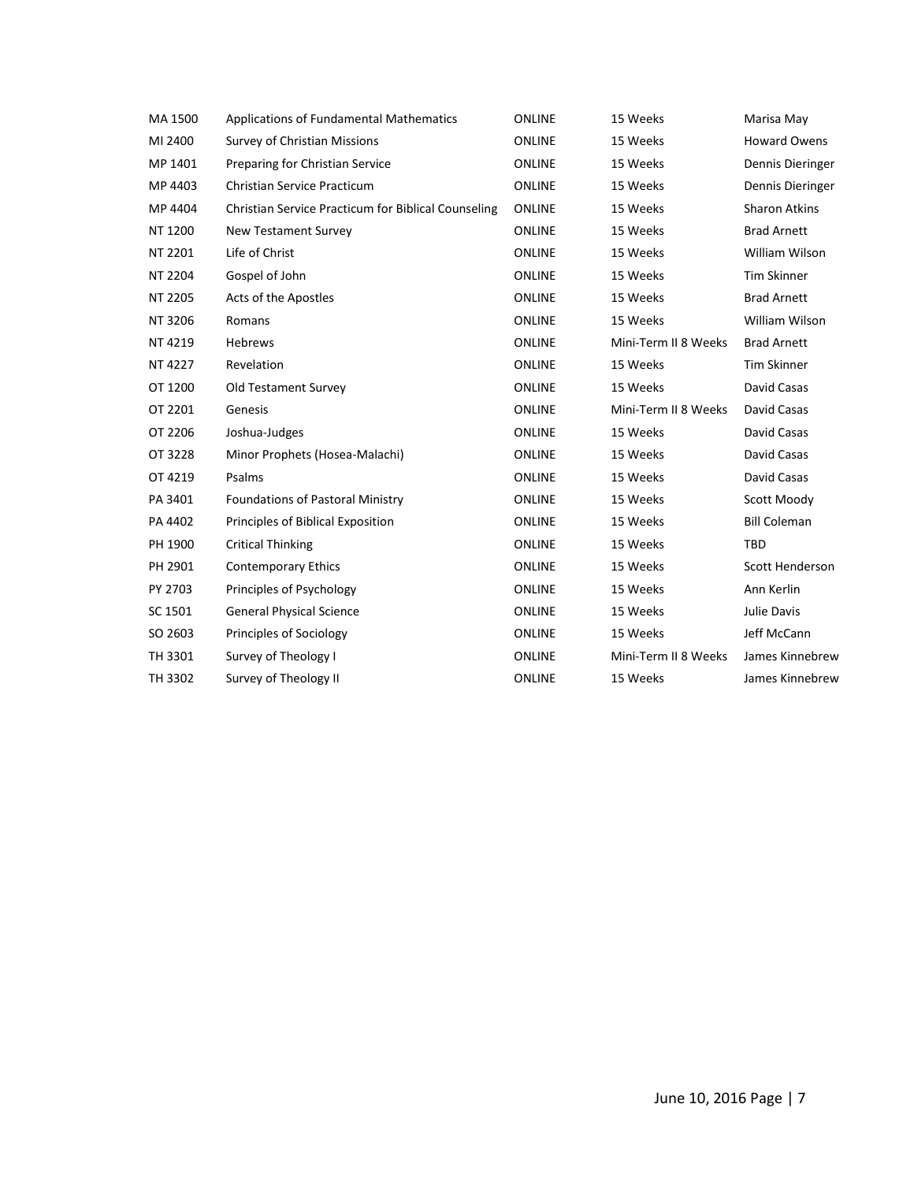| | | | | |
|---|---|---|---|---|
| MA 1500 | Applications of Fundamental Mathematics | ONLINE | 15 Weeks | Marisa May |
| MI 2400 | Survey of Christian Missions | ONLINE | 15 Weeks | Howard Owens |
| MP 1401 | Preparing for Christian Service | ONLINE | 15 Weeks | Dennis Dieringer |
| MP 4403 | Christian Service Practicum | ONLINE | 15 Weeks | Dennis Dieringer |
| MP 4404 | Christian Service Practicum for Biblical Counseling | ONLINE | 15 Weeks | Sharon Atkins |
| NT 1200 | New Testament Survey | ONLINE | 15 Weeks | Brad Arnett |
| NT 2201 | Life of Christ | ONLINE | 15 Weeks | William Wilson |
| NT 2204 | Gospel of John | ONLINE | 15 Weeks | Tim Skinner |
| NT 2205 | Acts of the Apostles | ONLINE | 15 Weeks | Brad Arnett |
| NT 3206 | Romans | ONLINE | 15 Weeks | William Wilson |
| NT 4219 | Hebrews | ONLINE | Mini-Term II 8 Weeks | Brad Arnett |
| NT 4227 | Revelation | ONLINE | 15 Weeks | Tim Skinner |
| OT 1200 | Old Testament Survey | ONLINE | 15 Weeks | David Casas |
| OT 2201 | Genesis | ONLINE | Mini-Term II 8 Weeks | David Casas |
| OT 2206 | Joshua-Judges | ONLINE | 15 Weeks | David Casas |
| OT 3228 | Minor Prophets (Hosea-Malachi) | ONLINE | 15 Weeks | David Casas |
| OT 4219 | Psalms | ONLINE | 15 Weeks | David Casas |
| PA 3401 | Foundations of Pastoral Ministry | ONLINE | 15 Weeks | Scott Moody |
| PA 4402 | Principles of Biblical Exposition | ONLINE | 15 Weeks | Bill Coleman |
| PH 1900 | Critical Thinking | ONLINE | 15 Weeks | TBD |
| PH 2901 | Contemporary Ethics | ONLINE | 15 Weeks | Scott Henderson |
| PY 2703 | Principles of Psychology | ONLINE | 15 Weeks | Ann Kerlin |
| SC 1501 | General Physical Science | ONLINE | 15 Weeks | Julie Davis |
| SO 2603 | Principles of Sociology | ONLINE | 15 Weeks | Jeff McCann |
| TH 3301 | Survey of Theology I | ONLINE | Mini-Term II 8 Weeks | James Kinnebrew |
| TH 3302 | Survey of Theology II | ONLINE | 15 Weeks | James Kinnebrew |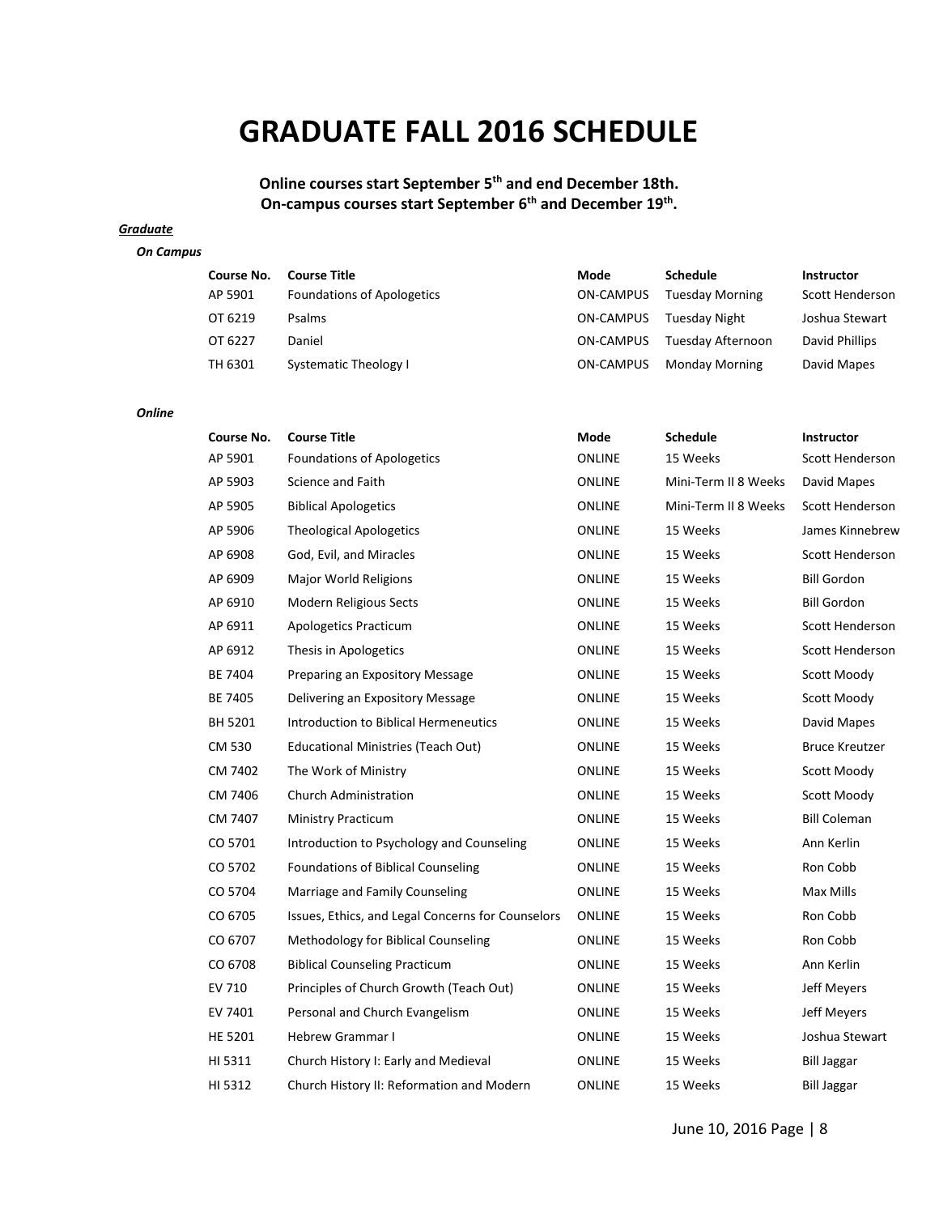# GRADUATE FALL 2016 SCHEDULE

**Online courses start September 5th and end December 18th.**
**On-campus courses start September 6th and December 19th.**

***Graduate***

***On Campus***

| Course No. | Course Title | Mode | Schedule | Instructor |
|---|---|---|---|---|
| AP 5901 | Foundations of Apologetics | ON-CAMPUS | Tuesday Morning | Scott Henderson |
| OT 6219 | Psalms | ON-CAMPUS | Tuesday Night | Joshua Stewart |
| OT 6227 | Daniel | ON-CAMPUS | Tuesday Afternoon | David Phillips |
| TH 6301 | Systematic Theology I | ON-CAMPUS | Monday Morning | David Mapes |

***Online***

| Course No. | Course Title | Mode | Schedule | Instructor |
|---|---|---|---|---|
| AP 5901 | Foundations of Apologetics | ONLINE | 15 Weeks | Scott Henderson |
| AP 5903 | Science and Faith | ONLINE | Mini-Term II 8 Weeks | David Mapes |
| AP 5905 | Biblical Apologetics | ONLINE | Mini-Term II 8 Weeks | Scott Henderson |
| AP 5906 | Theological Apologetics | ONLINE | 15 Weeks | James Kinnebrew |
| AP 6908 | God, Evil, and Miracles | ONLINE | 15 Weeks | Scott Henderson |
| AP 6909 | Major World Religions | ONLINE | 15 Weeks | Bill Gordon |
| AP 6910 | Modern Religious Sects | ONLINE | 15 Weeks | Bill Gordon |
| AP 6911 | Apologetics Practicum | ONLINE | 15 Weeks | Scott Henderson |
| AP 6912 | Thesis in Apologetics | ONLINE | 15 Weeks | Scott Henderson |
| BE 7404 | Preparing an Expository Message | ONLINE | 15 Weeks | Scott Moody |
| BE 7405 | Delivering an Expository Message | ONLINE | 15 Weeks | Scott Moody |
| BH 5201 | Introduction to Biblical Hermeneutics | ONLINE | 15 Weeks | David Mapes |
| CM 530 | Educational Ministries (Teach Out) | ONLINE | 15 Weeks | Bruce Kreutzer |
| CM 7402 | The Work of Ministry | ONLINE | 15 Weeks | Scott Moody |
| CM 7406 | Church Administration | ONLINE | 15 Weeks | Scott Moody |
| CM 7407 | Ministry Practicum | ONLINE | 15 Weeks | Bill Coleman |
| CO 5701 | Introduction to Psychology and Counseling | ONLINE | 15 Weeks | Ann Kerlin |
| CO 5702 | Foundations of Biblical Counseling | ONLINE | 15 Weeks | Ron Cobb |
| CO 5704 | Marriage and Family Counseling | ONLINE | 15 Weeks | Max Mills |
| CO 6705 | Issues, Ethics, and Legal Concerns for Counselors | ONLINE | 15 Weeks | Ron Cobb |
| CO 6707 | Methodology for Biblical Counseling | ONLINE | 15 Weeks | Ron Cobb |
| CO 6708 | Biblical Counseling Practicum | ONLINE | 15 Weeks | Ann Kerlin |
| EV 710 | Principles of Church Growth (Teach Out) | ONLINE | 15 Weeks | Jeff Meyers |
| EV 7401 | Personal and Church Evangelism | ONLINE | 15 Weeks | Jeff Meyers |
| HE 5201 | Hebrew Grammar I | ONLINE | 15 Weeks | Joshua Stewart |
| HI 5311 | Church History I: Early and Medieval | ONLINE | 15 Weeks | Bill Jaggar |
| HI 5312 | Church History II: Reformation and Modern | ONLINE | 15 Weeks | Bill Jaggar |

June 10, 2016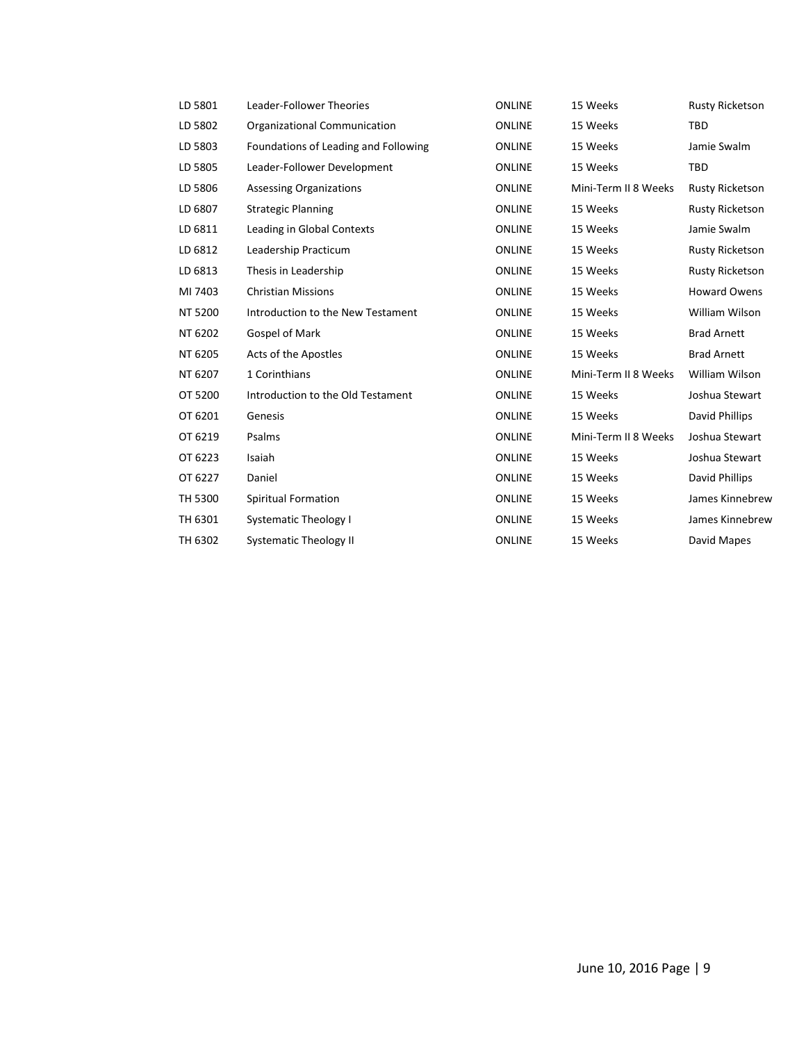| | | | | |
|---|---|---|---|---|
| LD 5801 | Leader-Follower Theories | ONLINE | 15 Weeks | Rusty Ricketson |
| LD 5802 | Organizational Communication | ONLINE | 15 Weeks | TBD |
| LD 5803 | Foundations of Leading and Following | ONLINE | 15 Weeks | Jamie Swalm |
| LD 5805 | Leader-Follower Development | ONLINE | 15 Weeks | TBD |
| LD 5806 | Assessing Organizations | ONLINE | Mini-Term II 8 Weeks | Rusty Ricketson |
| LD 6807 | Strategic Planning | ONLINE | 15 Weeks | Rusty Ricketson |
| LD 6811 | Leading in Global Contexts | ONLINE | 15 Weeks | Jamie Swalm |
| LD 6812 | Leadership Practicum | ONLINE | 15 Weeks | Rusty Ricketson |
| LD 6813 | Thesis in Leadership | ONLINE | 15 Weeks | Rusty Ricketson |
| MI 7403 | Christian Missions | ONLINE | 15 Weeks | Howard Owens |
| NT 5200 | Introduction to the New Testament | ONLINE | 15 Weeks | William Wilson |
| NT 6202 | Gospel of Mark | ONLINE | 15 Weeks | Brad Arnett |
| NT 6205 | Acts of the Apostles | ONLINE | 15 Weeks | Brad Arnett |
| NT 6207 | 1 Corinthians | ONLINE | Mini-Term II 8 Weeks | William Wilson |
| OT 5200 | Introduction to the Old Testament | ONLINE | 15 Weeks | Joshua Stewart |
| OT 6201 | Genesis | ONLINE | 15 Weeks | David Phillips |
| OT 6219 | Psalms | ONLINE | Mini-Term II 8 Weeks | Joshua Stewart |
| OT 6223 | Isaiah | ONLINE | 15 Weeks | Joshua Stewart |
| OT 6227 | Daniel | ONLINE | 15 Weeks | David Phillips |
| TH 5300 | Spiritual Formation | ONLINE | 15 Weeks | James Kinnebrew |
| TH 6301 | Systematic Theology I | ONLINE | 15 Weeks | James Kinnebrew |
| TH 6302 | Systematic Theology II | ONLINE | 15 Weeks | David Mapes |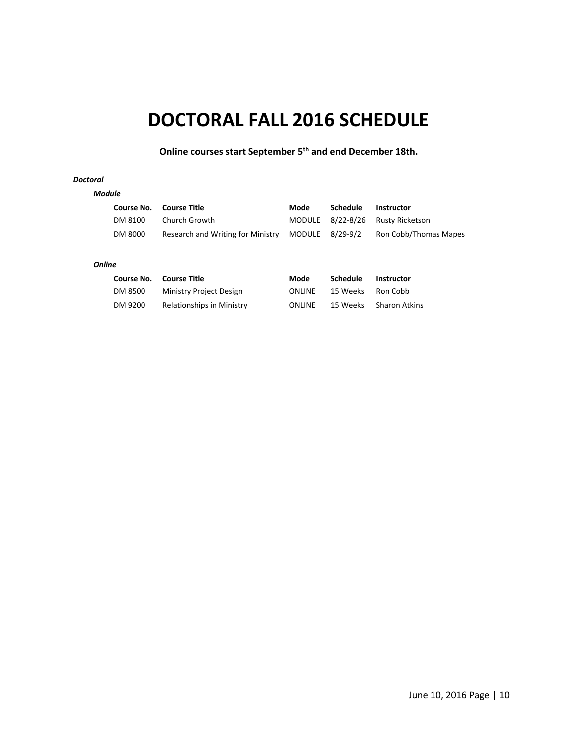# DOCTORAL FALL 2016 SCHEDULE

**Online courses start September 5th and end December 18th.**

***Doctoral***

***Module***

| Course No. | Course Title | Mode | Schedule | Instructor |
| --- | --- | --- | --- | --- |
| DM 8100 | Church Growth | MODULE | 8/22-8/26 | Rusty Ricketson |
| DM 8000 | Research and Writing for Ministry | MODULE | 8/29-9/2 | Ron Cobb/Thomas Mapes |

***Online***

| Course No. | Course Title | Mode | Schedule | Instructor |
| --- | --- | --- | --- | --- |
| DM 8500 | Ministry Project Design | ONLINE | 15 Weeks | Ron Cobb |
| DM 9200 | Relationships in Ministry | ONLINE | 15 Weeks | Sharon Atkins |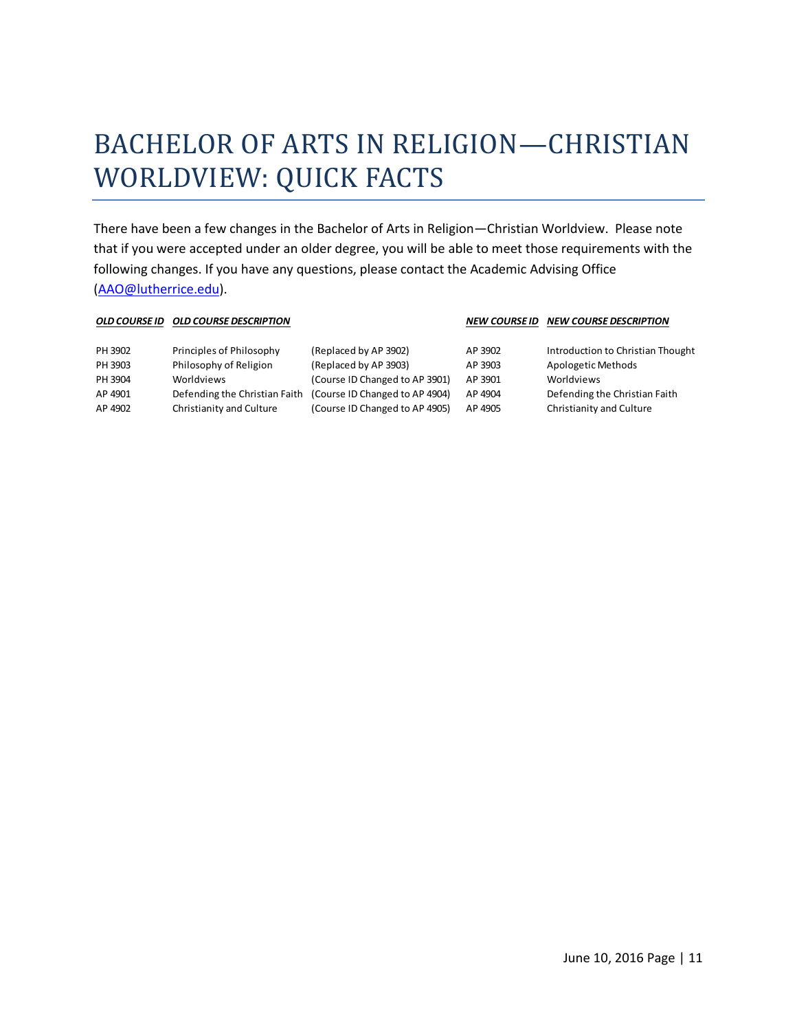# BACHELOR OF ARTS IN RELIGION—CHRISTIAN WORLDVIEW: QUICK FACTS

There have been a few changes in the Bachelor of Arts in Religion—Christian Worldview. Please note that if you were accepted under an older degree, you will be able to meet those requirements with the following changes. If you have any questions, please contact the Academic Advising Office (AAO@lutherrice.edu).

| ***OLD COURSE ID*** | ***OLD COURSE DESCRIPTION*** | | ***NEW COURSE ID*** | ***NEW COURSE DESCRIPTION*** |
|---|---|---|---|---|
| PH 3902 | Principles of Philosophy | (Replaced by AP 3902) | AP 3902 | Introduction to Christian Thought |
| PH 3903 | Philosophy of Religion | (Replaced by AP 3903) | AP 3903 | Apologetic Methods |
| PH 3904 | Worldviews | (Course ID Changed to AP 3901) | AP 3901 | Worldviews |
| AP 4901 | Defending the Christian Faith | (Course ID Changed to AP 4904) | AP 4904 | Defending the Christian Faith |
| AP 4902 | Christianity and Culture | (Course ID Changed to AP 4905) | AP 4905 | Christianity and Culture |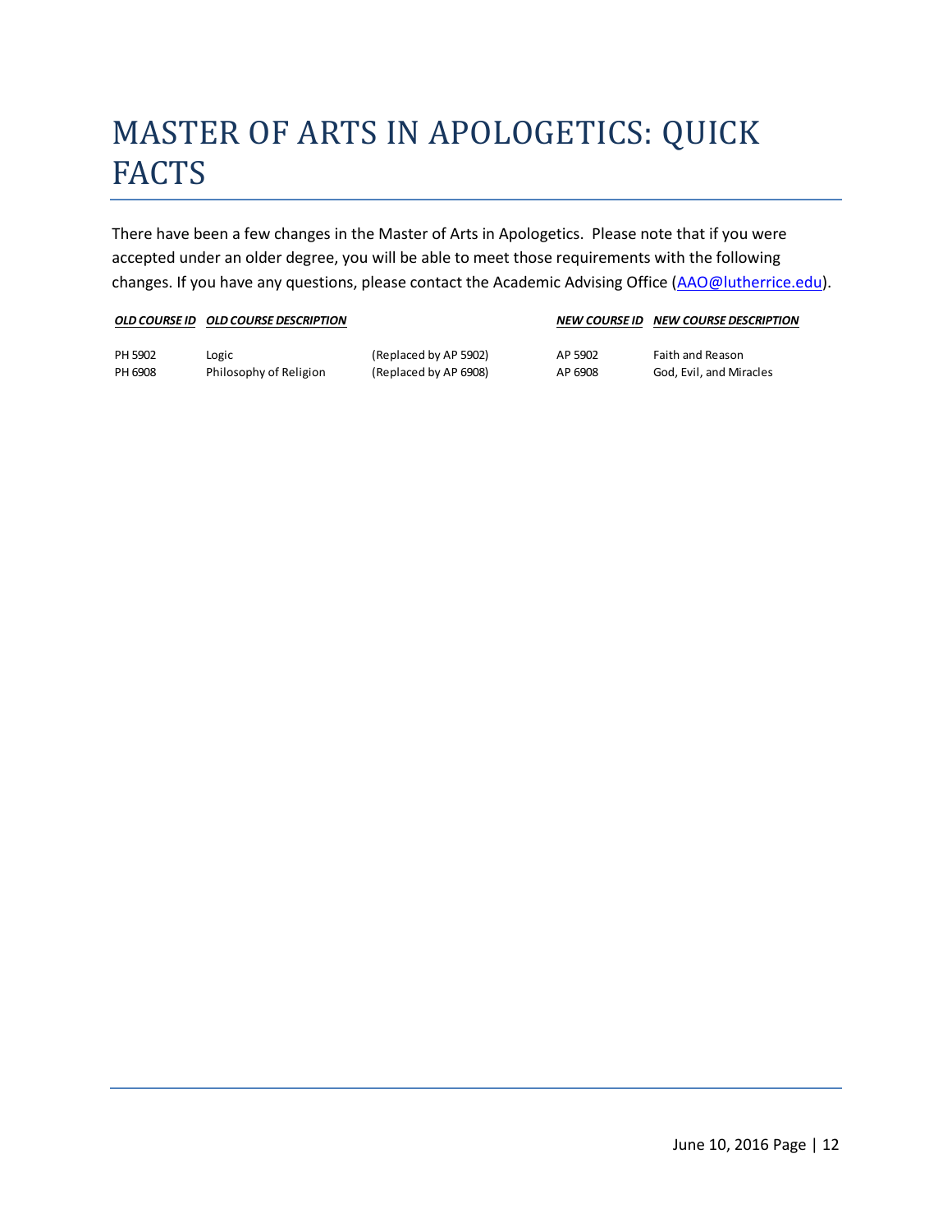# MASTER OF ARTS IN APOLOGETICS: QUICK FACTS

There have been a few changes in the Master of Arts in Apologetics. Please note that if you were accepted under an older degree, you will be able to meet those requirements with the following changes. If you have any questions, please contact the Academic Advising Office (AAO@lutherrice.edu).

| ***OLD COURSE ID*** | ***OLD COURSE DESCRIPTION*** | | ***NEW COURSE ID*** | ***NEW COURSE DESCRIPTION*** |
|---|---|---|---|---|
| PH 5902 | Logic | (Replaced by AP 5902) | AP 5902 | Faith and Reason |
| PH 6908 | Philosophy of Religion | (Replaced by AP 6908) | AP 6908 | God, Evil, and Miracles |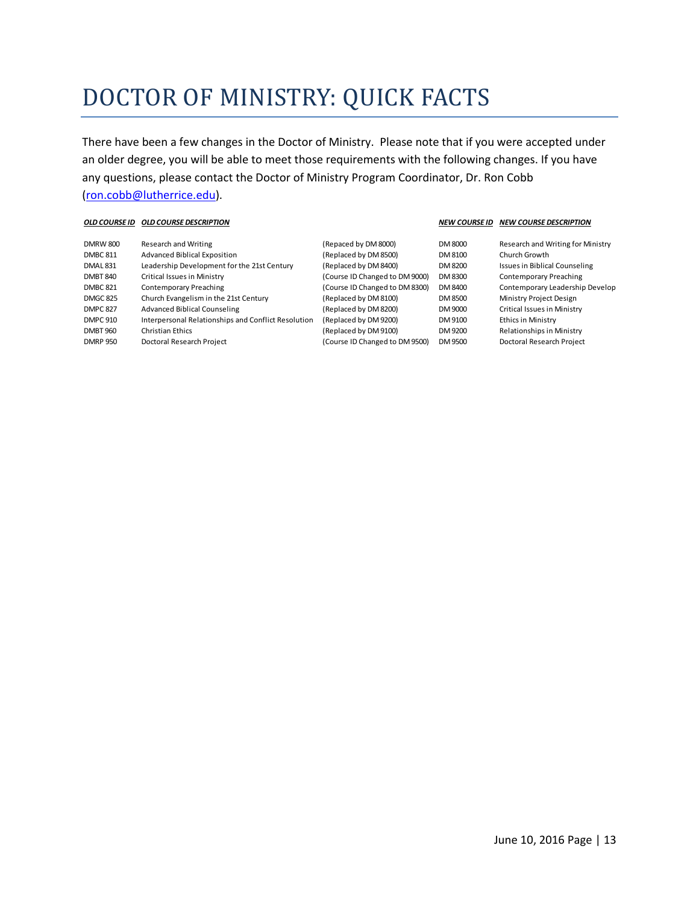# DOCTOR OF MINISTRY: QUICK FACTS

There have been a few changes in the Doctor of Ministry. Please note that if you were accepted under an older degree, you will be able to meet those requirements with the following changes. If you have any questions, please contact the Doctor of Ministry Program Coordinator, Dr. Ron Cobb ([ron.cobb@lutherrice.edu](mailto:ron.cobb@lutherrice.edu)).

| ***OLD COURSE ID*** | ***OLD COURSE DESCRIPTION*** | | ***NEW COURSE ID*** | ***NEW COURSE DESCRIPTION*** |
|---|---|---|---|---|
| DMRW 800 | Research and Writing | (Repaced by DM 8000) | DM 8000 | Research and Writing for Ministry |
| DMBC 811 | Advanced Biblical Exposition | (Replaced by DM 8500) | DM 8100 | Church Growth |
| DMAL 831 | Leadership Development for the 21st Century | (Replaced by DM 8400) | DM 8200 | Issues in Biblical Counseling |
| DMBT 840 | Critical Issues in Ministry | (Course ID Changed to DM 9000) | DM 8300 | Contemporary Preaching |
| DMBC 821 | Contemporary Preaching | (Course ID Changed to DM 8300) | DM 8400 | Contemporary Leadership Develop |
| DMGC 825 | Church Evangelism in the 21st Century | (Replaced by DM 8100) | DM 8500 | Ministry Project Design |
| DMPC 827 | Advanced Biblical Counseling | (Replaced by DM 8200) | DM 9000 | Critical Issues in Ministry |
| DMPC 910 | Interpersonal Relationships and Conflict Resolution | (Replaced by DM 9200) | DM 9100 | Ethics in Ministry |
| DMBT 960 | Christian Ethics | (Replaced by DM 9100) | DM 9200 | Relationships in Ministry |
| DMRP 950 | Doctoral Research Project | (Course ID Changed to DM 9500) | DM 9500 | Doctoral Research Project |